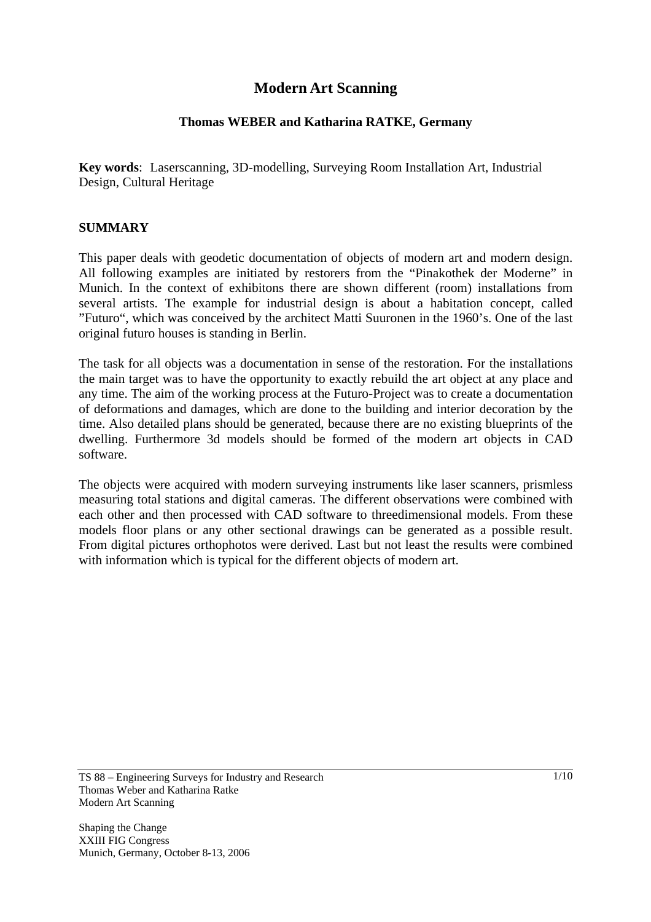# Modern Art Scanning

**Thomas WEBER and Katharina RATKE, Germany**

**Key words**: Laserscanning, 3D-modelling, Surveying Room Installation Art, Industrial Design, Cultural Heritage

## SUMMARY

This paper deals with geodetic documentation of objects of modern art and modern design. All following examples are initiated by restorers from the "Pinakothek der Moderne" in Munich. In the context of exhibitons there are shown different (room) installations from several artists. The example for industrial design is about a habitation concept, called "Futuro", which was conceived by the architect Matti Suuronen in the 1960's. One of the last original futuro houses is standing in Berlin.

The task for all objects was a documentation in sense of the restoration. For the installations the main target was to have the opportunity to exactly rebuild the art object at any place and any time. The aim of the working process at the Futuro-Project was to create a documentation of deformations and damages, which are done to the building and interior decoration by the time. Also detailed plans should be generated, because there are no existing blueprints of the dwelling. Furthermore 3d models should be formed of the modern art objects in CAD software.

The objects were acquired with modern surveying instruments like laser scanners, prismless measuring total stations and digital cameras. The different observations were combined with each other and then processed with CAD software to threedimensional models. From these models floor plans or any other sectional drawings can be generated as a possible result. From digital pictures orthophotos were derived. Last but not least the results were combined with information which is typical for the different objects of modern art.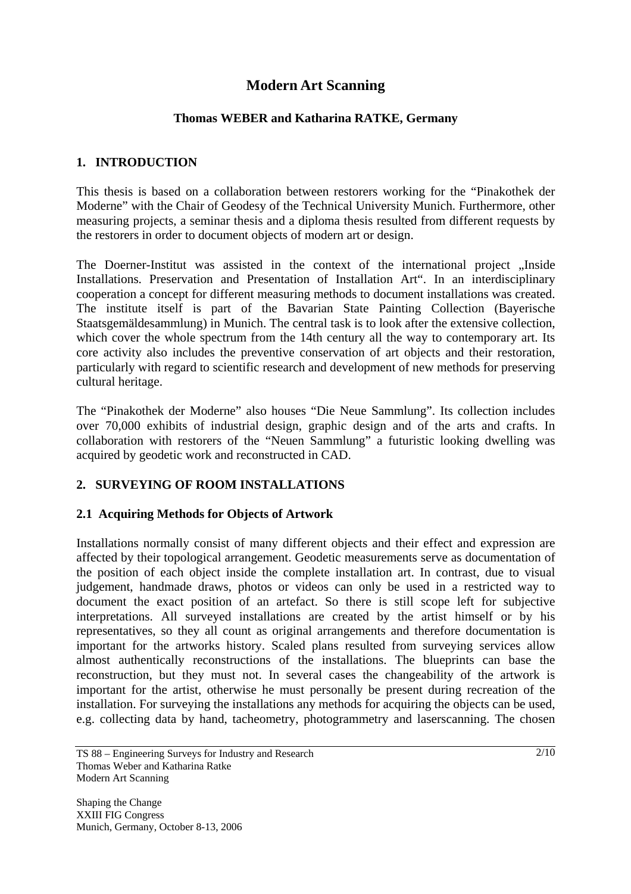# Modern Art Scanning

**Thomas WEBER and Katharina RATKE, Germany**

## 1. INTRODUCTION

This thesis is based on a collaboration between restorers working for the "Pinakothek der Moderne" with the Chair of Geodesy of the Technical University Munich. Furthermore, other measuring projects, a seminar thesis and a diploma thesis resulted from different requests by the restorers in order to document objects of modern art or design.

The Doerner-Institut was assisted in the context of the international project „Inside Installations. Preservation and Presentation of Installation Art". In an interdisciplinary cooperation a concept for different measuring methods to document installations was created. The institute itself is part of the Bavarian State Painting Collection (Bayerische Staatsgemäldesammlung) in Munich. The central task is to look after the extensive collection, which cover the whole spectrum from the 14th century all the way to contemporary art. Its core activity also includes the preventive conservation of art objects and their restoration, particularly with regard to scientific research and development of new methods for preserving cultural heritage.

The "Pinakothek der Moderne" also houses "Die Neue Sammlung". Its collection includes over 70,000 exhibits of industrial design, graphic design and of the arts and crafts. In collaboration with restorers of the "Neuen Sammlung" a futuristic looking dwelling was acquired by geodetic work and reconstructed in CAD.

## 2. SURVEYING OF ROOM INSTALLATIONS

### 2.1 Acquiring Methods for Objects of Artwork

Installations normally consist of many different objects and their effect and expression are affected by their topological arrangement. Geodetic measurements serve as documentation of the position of each object inside the complete installation art. In contrast, due to visual judgement, handmade draws, photos or videos can only be used in a restricted way to document the exact position of an artefact. So there is still scope left for subjective interpretations. All surveyed installations are created by the artist himself or by his representatives, so they all count as original arrangements and therefore documentation is important for the artworks history. Scaled plans resulted from surveying services allow almost authentically reconstructions of the installations. The blueprints can base the reconstruction, but they must not. In several cases the changeability of the artwork is important for the artist, otherwise he must personally be present during recreation of the installation. For surveying the installations any methods for acquiring the objects can be used, e.g. collecting data by hand, tacheometry, photogrammetry and laserscanning. The chosen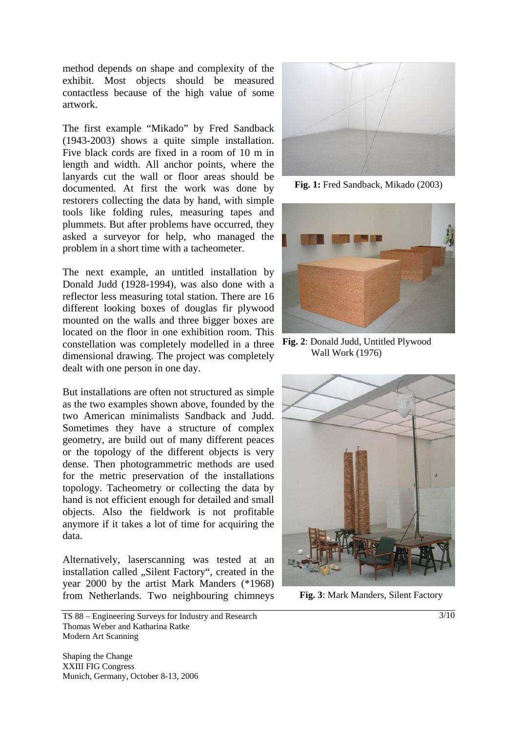method depends on shape and complexity of the exhibit. Most objects should be measured contactless because of the high value of some artwork.

The first example "Mikado" by Fred Sandback (1943-2003) shows a quite simple installation. Five black cords are fixed in a room of 10 m in length and width. All anchor points, where the lanyards cut the wall or floor areas should be documented. At first the work was done by restorers collecting the data by hand, with simple tools like folding rules, measuring tapes and plummets. But after problems have occurred, they asked a surveyor for help, who managed the problem in a short time with a tacheometer.

**Fig. 1:** Fred Sandback, Mikado (2003)

The next example, an untitled installation by Donald Judd (1928-1994), was also done with a reflector less measuring total station. There are 16 different looking boxes of douglas fir plywood mounted on the walls and three bigger boxes are located on the floor in one exhibition room. This constellation was completely modelled in a three dimensional drawing. The project was completely dealt with one person in one day.

**Fig. 2**: Donald Judd, Untitled Plywood Wall Work (1976)

But installations are often not structured as simple as the two examples shown above, founded by the two American minimalists Sandback and Judd. Sometimes they have a structure of complex geometry, are build out of many different peaces or the topology of the different objects is very dense. Then photogrammetric methods are used for the metric preservation of the installations topology. Tacheometry or collecting the data by hand is not efficient enough for detailed and small objects. Also the fieldwork is not profitable anymore if it takes a lot of time for acquiring the data.

Alternatively, laserscanning was tested at an installation called „Silent Factory", created in the year 2000 by the artist Mark Manders (*1968) from Netherlands. Two neighbouring chimneys

**Fig. 3**: Mark Manders, Silent Factory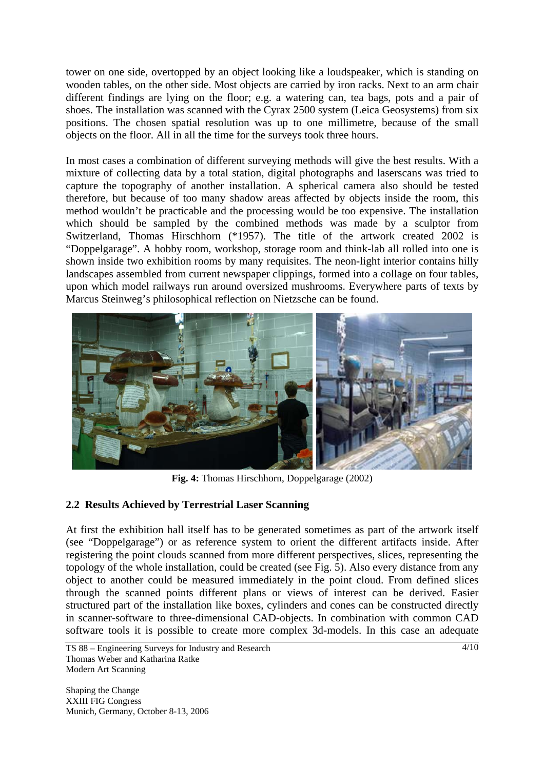tower on one side, overtopped by an object looking like a loudspeaker, which is standing on wooden tables, on the other side. Most objects are carried by iron racks. Next to an arm chair different findings are lying on the floor; e.g. a watering can, tea bags, pots and a pair of shoes. The installation was scanned with the Cyrax 2500 system (Leica Geosystems) from six positions. The chosen spatial resolution was up to one millimetre, because of the small objects on the floor. All in all the time for the surveys took three hours.

In most cases a combination of different surveying methods will give the best results. With a mixture of collecting data by a total station, digital photographs and laserscans was tried to capture the topography of another installation. A spherical camera also should be tested therefore, but because of too many shadow areas affected by objects inside the room, this method wouldn't be practicable and the processing would be too expensive. The installation which should be sampled by the combined methods was made by a sculptor from Switzerland, Thomas Hirschhorn (*1957). The title of the artwork created 2002 is "Doppelgarage". A hobby room, workshop, storage room and think-lab all rolled into one is shown inside two exhibition rooms by many requisites. The neon-light interior contains hilly landscapes assembled from current newspaper clippings, formed into a collage on four tables, upon which model railways run around oversized mushrooms. Everywhere parts of texts by Marcus Steinweg's philosophical reflection on Nietzsche can be found.

**Fig. 4:** Thomas Hirschhorn, Doppelgarage (2002)

## 2.2 Results Achieved by Terrestrial Laser Scanning

At first the exhibition hall itself has to be generated sometimes as part of the artwork itself (see "Doppelgarage") or as reference system to orient the different artifacts inside. After registering the point clouds scanned from more different perspectives, slices, representing the topology of the whole installation, could be created (see Fig. 5). Also every distance from any object to another could be measured immediately in the point cloud. From defined slices through the scanned points different plans or views of interest can be derived. Easier structured part of the installation like boxes, cylinders and cones can be constructed directly in scanner-software to three-dimensional CAD-objects. In combination with common CAD software tools it is possible to create more complex 3d-models. In this case an adequate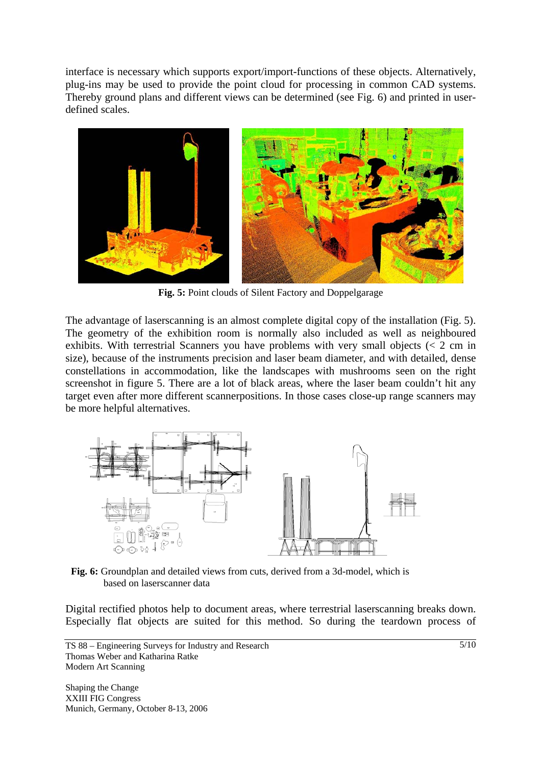interface is necessary which supports export/import-functions of these objects. Alternatively, plug-ins may be used to provide the point cloud for processing in common CAD systems. Thereby ground plans and different views can be determined (see Fig. 6) and printed in user-defined scales.

**Fig. 5:** Point clouds of Silent Factory and Doppelgarage

The advantage of laserscanning is an almost complete digital copy of the installation (Fig. 5). The geometry of the exhibition room is normally also included as well as neighboured exhibits. With terrestrial Scanners you have problems with very small objects (< 2 cm in size), because of the instruments precision and laser beam diameter, and with detailed, dense constellations in accommodation, like the landscapes with mushrooms seen on the right screenshot in figure 5. There are a lot of black areas, where the laser beam couldn't hit any target even after more different scannerpositions. In those cases close-up range scanners may be more helpful alternatives.

**Fig. 6:** Groundplan and detailed views from cuts, derived from a 3d-model, which is based on laserscanner data

Digital rectified photos help to document areas, where terrestrial laserscanning breaks down. Especially flat objects are suited for this method. So during the teardown process of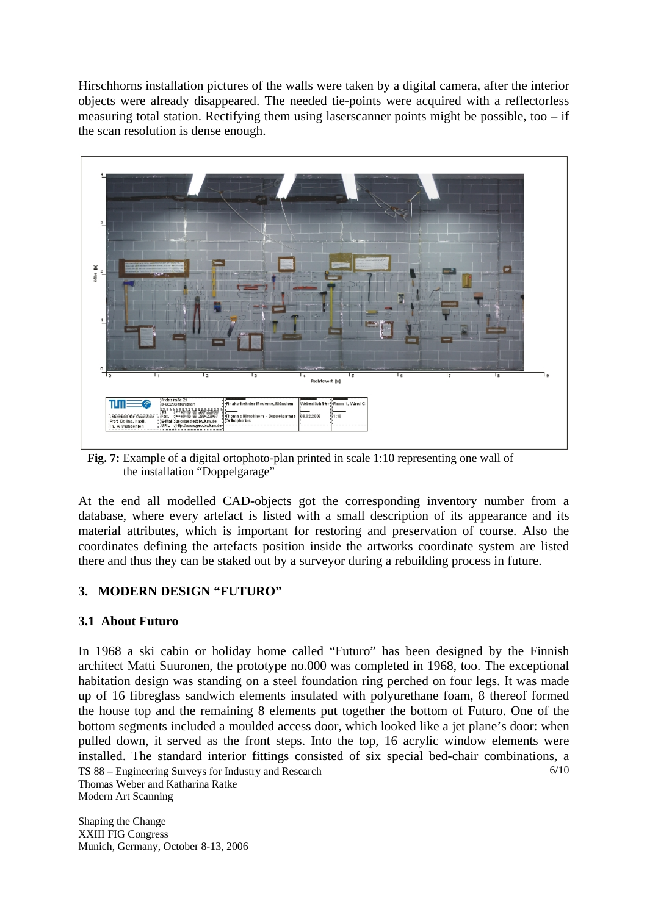Hirschhorns installation pictures of the walls were taken by a digital camera, after the interior objects were already disappeared. The needed tie-points were acquired with a reflectorless measuring total station. Rectifying them using laserscanner points might be possible, too – if the scan resolution is dense enough.

**Fig. 7:** Example of a digital ortophoto-plan printed in scale 1:10 representing one wall of the installation "Doppelgarage"

At the end all modelled CAD-objects got the corresponding inventory number from a database, where every artefact is listed with a small description of its appearance and its material attributes, which is important for restoring and preservation of course. Also the coordinates defining the artefacts position inside the artworks coordinate system are listed there and thus they can be staked out by a surveyor during a rebuilding process in future.

## 3. MODERN DESIGN "FUTURO"

### 3.1 About Futuro

In 1968 a ski cabin or holiday home called "Futuro" has been designed by the Finnish architect Matti Suuronen, the prototype no.000 was completed in 1968, too. The exceptional habitation design was standing on a steel foundation ring perched on four legs. It was made up of 16 fibreglass sandwich elements insulated with polyurethane foam, 8 thereof formed the house top and the remaining 8 elements put together the bottom of Futuro. One of the bottom segments included a moulded access door, which looked like a jet plane's door: when pulled down, it served as the front steps. Into the top, 16 acrylic window elements were installed. The standard interior fittings consisted of six special bed-chair combinations, a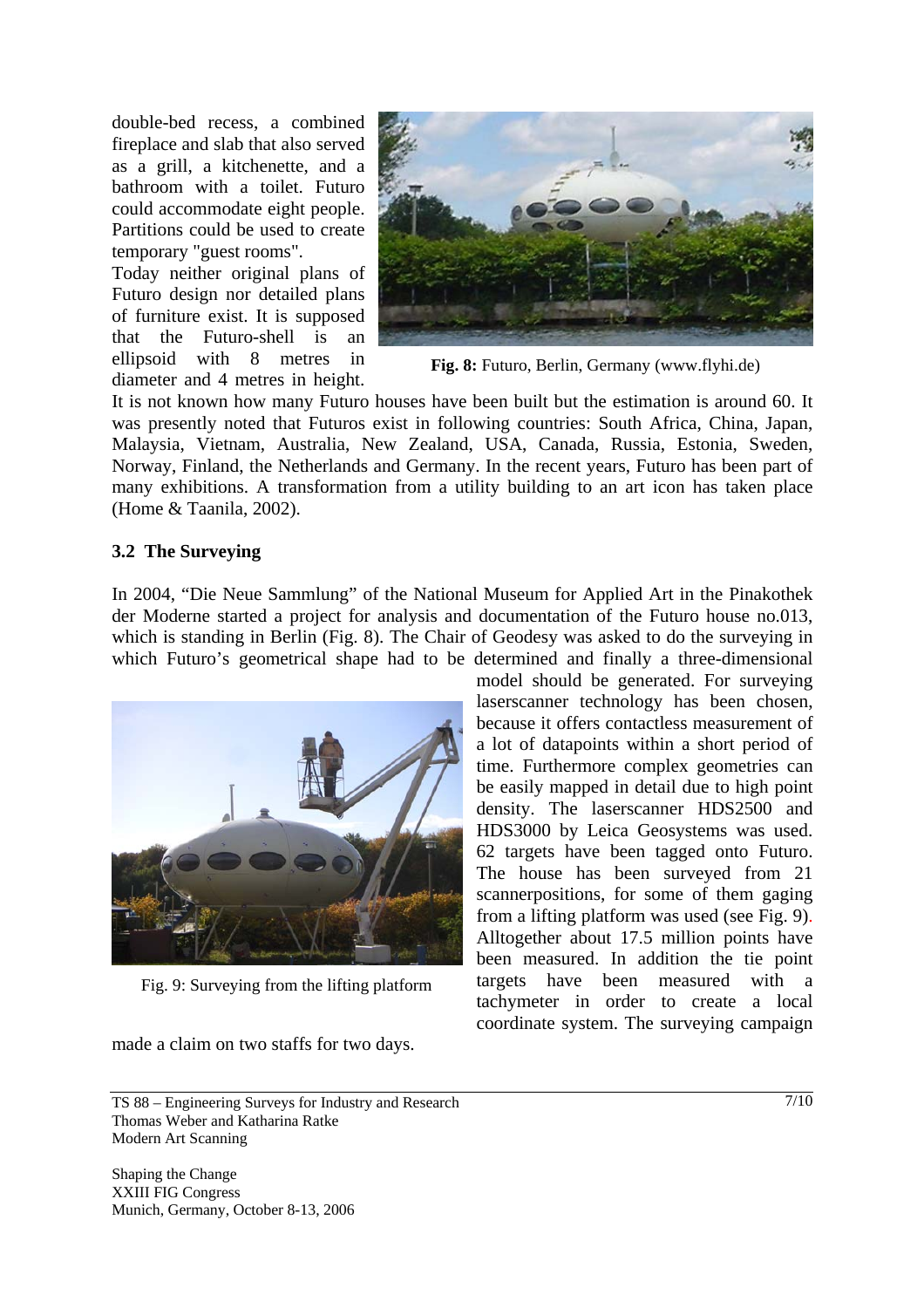double-bed recess, a combined fireplace and slab that also served as a grill, a kitchenette, and a bathroom with a toilet. Futuro could accommodate eight people. Partitions could be used to create temporary "guest rooms".

Today neither original plans of Futuro design nor detailed plans of furniture exist. It is supposed that the Futuro-shell is an ellipsoid with 8 metres in diameter and 4 metres in height. It is not known how many Futuro houses have been built but the estimation is around 60. It was presently noted that Futuros exist in following countries: South Africa, China, Japan, Malaysia, Vietnam, Australia, New Zealand, USA, Canada, Russia, Estonia, Sweden, Norway, Finland, the Netherlands and Germany. In the recent years, Futuro has been part of many exhibitions. A transformation from a utility building to an art icon has taken place (Home & Taanila, 2002).

**Fig. 8:** Futuro, Berlin, Germany (www.flyhi.de)

### 3.2 The Surveying

In 2004, "Die Neue Sammlung" of the National Museum for Applied Art in the Pinakothek der Moderne started a project for analysis and documentation of the Futuro house no.013, which is standing in Berlin (Fig. 8). The Chair of Geodesy was asked to do the surveying in which Futuro's geometrical shape had to be determined and finally a three-dimensional model should be generated. For surveying laserscanner technology has been chosen, because it offers contactless measurement of a lot of datapoints within a short period of time. Furthermore complex geometries can be easily mapped in detail due to high point density. The laserscanner HDS2500 and HDS3000 by Leica Geosystems was used. 62 targets have been tagged onto Futuro. The house has been surveyed from 21 scannerpositions, for some of them gaging from a lifting platform was used (see Fig. 9). Alltogether about 17.5 million points have been measured. In addition the tie point targets have been measured with a tachymeter in order to create a local coordinate system. The surveying campaign made a claim on two staffs for two days.

Fig. 9: Surveying from the lifting platform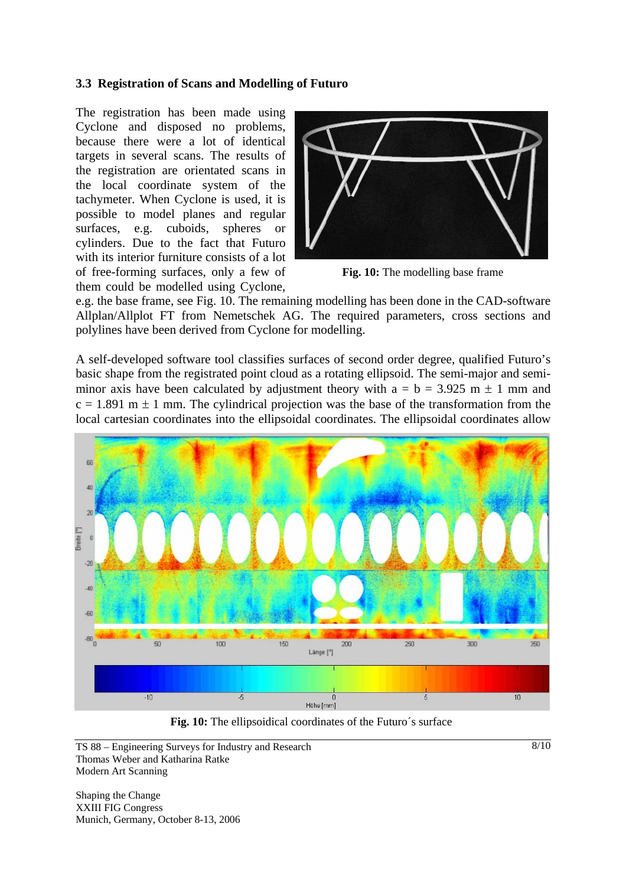### 3.3 Registration of Scans and Modelling of Futuro

The registration has been made using Cyclone and disposed no problems, because there were a lot of identical targets in several scans. The results of the registration are orientated scans in the local coordinate system of the tachymeter. When Cyclone is used, it is possible to model planes and regular surfaces, e.g. cuboids, spheres or cylinders. Due to the fact that Futuro with its interior furniture consists of a lot of free-forming surfaces, only a few of them could be modelled using Cyclone, e.g. the base frame, see Fig. 10. The remaining modelling has been done in the CAD-software Allplan/Allplot FT from Nemetschek AG. The required parameters, cross sections and polylines have been derived from Cyclone for modelling.

**Fig. 10:** The modelling base frame

A self-developed software tool classifies surfaces of second order degree, qualified Futuro's basic shape from the registrated point cloud as a rotating ellipsoid. The semi-major and semi-minor axis have been calculated by adjustment theory with $a = b = 3.925$ m $\pm$ 1 mm and $c = 1.891$ m $\pm$ 1 mm. The cylindrical projection was the base of the transformation from the local cartesian coordinates into the ellipsoidal coordinates. The ellipsoidal coordinates allow

**Fig. 10:** The ellipsoidical coordinates of the Futuro´s surface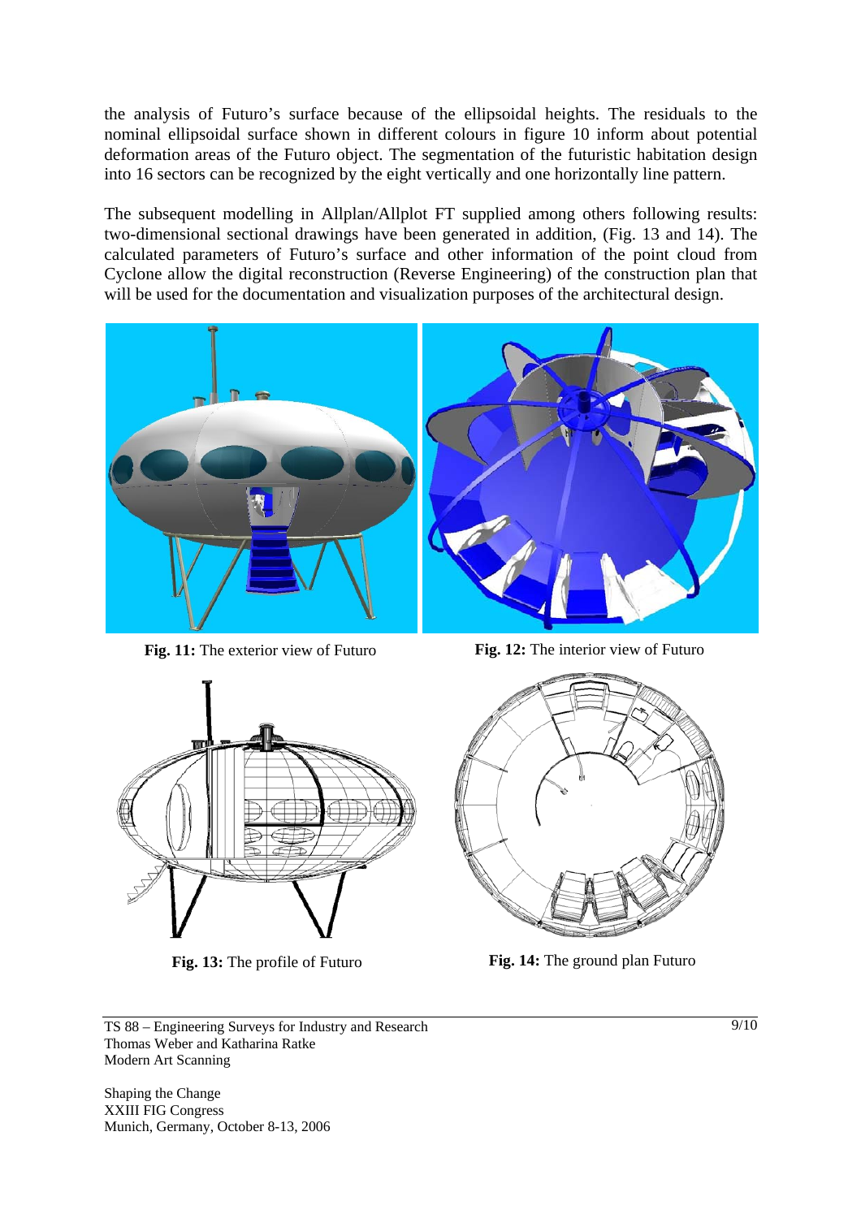the analysis of Futuro's surface because of the ellipsoidal heights. The residuals to the nominal ellipsoidal surface shown in different colours in figure 10 inform about potential deformation areas of the Futuro object. The segmentation of the futuristic habitation design into 16 sectors can be recognized by the eight vertically and one horizontally line pattern.

The subsequent modelling in Allplan/Allplot FT supplied among others following results: two-dimensional sectional drawings have been generated in addition, (Fig. 13 and 14). The calculated parameters of Futuro's surface and other information of the point cloud from Cyclone allow the digital reconstruction (Reverse Engineering) of the construction plan that will be used for the documentation and visualization purposes of the architectural design.

**Fig. 11:** The exterior view of Futuro

**Fig. 12:** The interior view of Futuro

**Fig. 13:** The profile of Futuro

**Fig. 14:** The ground plan Futuro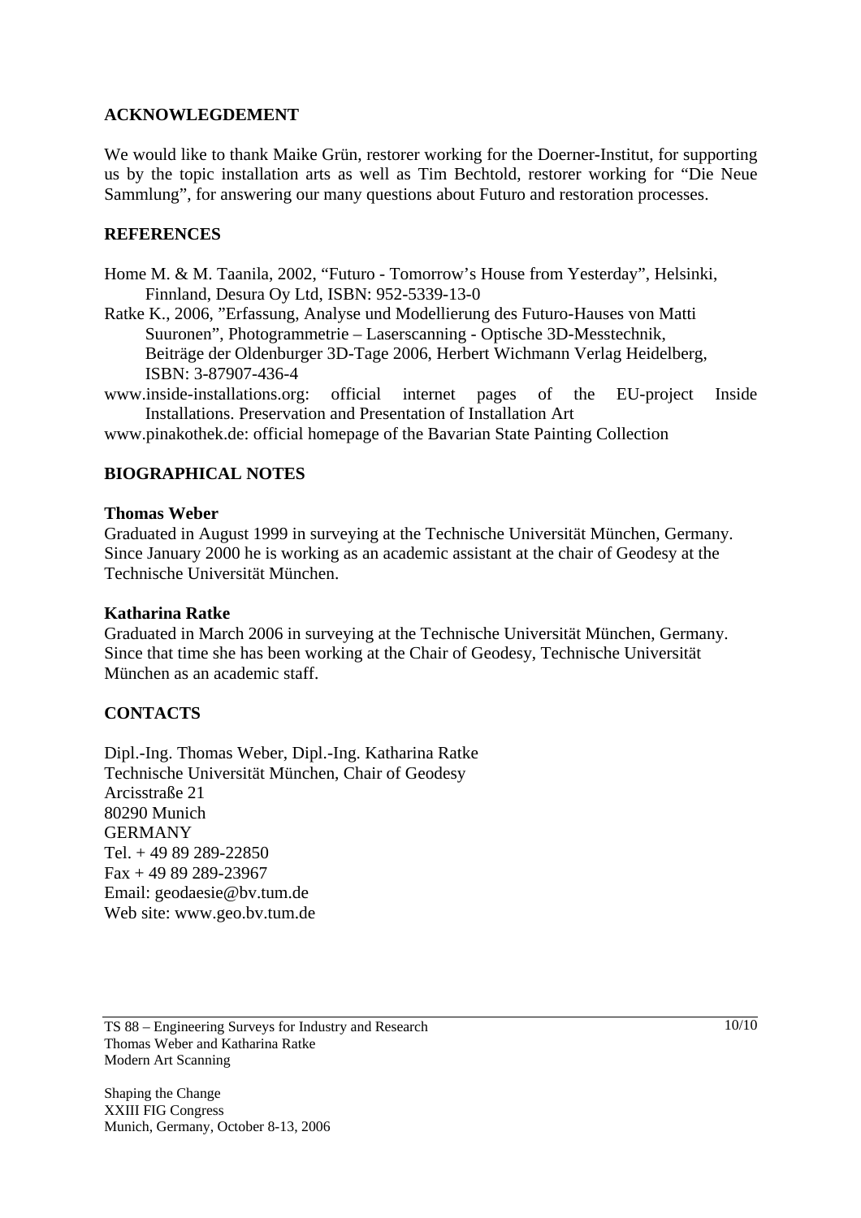## ACKNOWLEGDEMENT

We would like to thank Maike Grün, restorer working for the Doerner-Institut, for supporting us by the topic installation arts as well as Tim Bechtold, restorer working for "Die Neue Sammlung", for answering our many questions about Futuro and restoration processes.

## REFERENCES

Home M. & M. Taanila, 2002, "Futuro - Tomorrow's House from Yesterday", Helsinki, Finnland, Desura Oy Ltd, ISBN: 952-5339-13-0

Ratke K., 2006, "Erfassung, Analyse und Modellierung des Futuro-Hauses von Matti Suuronen", Photogrammetrie – Laserscanning - Optische 3D-Messtechnik, Beiträge der Oldenburger 3D-Tage 2006, Herbert Wichmann Verlag Heidelberg, ISBN: 3-87907-436-4

www.inside-installations.org: official internet pages of the EU-project Inside Installations. Preservation and Presentation of Installation Art

www.pinakothek.de: official homepage of the Bavarian State Painting Collection

## BIOGRAPHICAL NOTES

**Thomas Weber**
Graduated in August 1999 in surveying at the Technische Universität München, Germany. Since January 2000 he is working as an academic assistant at the chair of Geodesy at the Technische Universität München.

**Katharina Ratke**
Graduated in March 2006 in surveying at the Technische Universität München, Germany. Since that time she has been working at the Chair of Geodesy, Technische Universität München as an academic staff.

## CONTACTS

Dipl.-Ing. Thomas Weber, Dipl.-Ing. Katharina Ratke
Technische Universität München, Chair of Geodesy
Arcisstraße 21
80290 Munich
GERMANY
Tel. + 49 89 289-22850
Fax + 49 89 289-23967
Email: geodaesie@bv.tum.de
Web site: www.geo.bv.tum.de